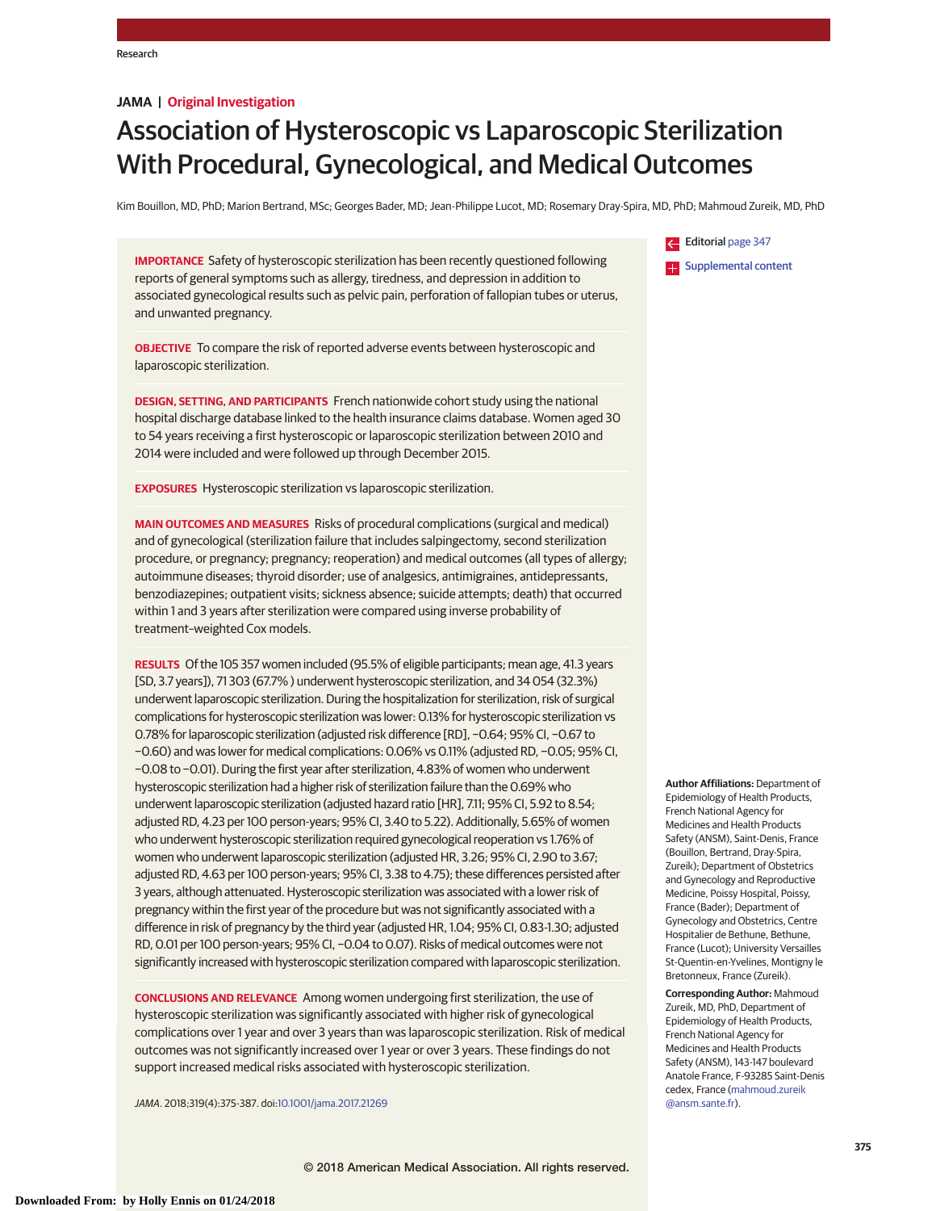JAMA | Original Investigation

# Association of Hysteroscopic vs Laparoscopic Sterilization With Procedural, Gynecological, and Medical Outcomes

Kim Bouillon, MD, PhD; Marion Bertrand, MSc; Georges Bader, MD; Jean-Philippe Lucot, MD; Rosemary Dray-Spira, MD, PhD; Mahmoud Zureik, MD, PhD

Editorial page 347

Supplemental content

**IMPORTANCE** Safety of hysteroscopic sterilization has been recently questioned following reports of general symptoms such as allergy, tiredness, and depression in addition to associated gynecological results such as pelvic pain, perforation of fallopian tubes or uterus, and unwanted pregnancy.

**OBJECTIVE** To compare the risk of reported adverse events between hysteroscopic and laparoscopic sterilization.

**DESIGN, SETTING, AND PARTICIPANTS** French nationwide cohort study using the national hospital discharge database linked to the health insurance claims database. Women aged 30 to 54 years receiving a first hysteroscopic or laparoscopic sterilization between 2010 and 2014 were included and were followed up through December 2015.

**EXPOSURES** Hysteroscopic sterilization vs laparoscopic sterilization.

**MAIN OUTCOMES AND MEASURES** Risks of procedural complications (surgical and medical) and of gynecological (sterilization failure that includes salpingectomy, second sterilization procedure, or pregnancy; pregnancy; reoperation) and medical outcomes (all types of allergy; autoimmune diseases; thyroid disorder; use of analgesics, antimigraines, antidepressants, benzodiazepines; outpatient visits; sickness absence; suicide attempts; death) that occurred within 1 and 3 years after sterilization were compared using inverse probability of treatment–weighted Cox models.

**RESULTS** Of the 105 357 women included (95.5% of eligible participants; mean age, 41.3 years [SD, 3.7 years]), 71 303 (67.7%) underwent hysteroscopic sterilization, and 34 054 (32.3%) underwent laparoscopic sterilization. During the hospitalization for sterilization, risk of surgical complications for hysteroscopic sterilization was lower: 0.13% for hysteroscopic sterilization vs 0.78% for laparoscopic sterilization (adjusted risk difference [RD], −0.64; 95% CI, −0.67 to −0.60) and was lower for medical complications: 0.06% vs 0.11% (adjusted RD, −0.05; 95% CI, −0.08 to −0.01). During the first year after sterilization, 4.83% of women who underwent hysteroscopic sterilization had a higher risk of sterilization failure than the 0.69% who underwent laparoscopic sterilization (adjusted hazard ratio [HR], 7.11; 95% CI, 5.92 to 8.54; adjusted RD, 4.23 per 100 person-years; 95% CI, 3.40 to 5.22). Additionally, 5.65% of women who underwent hysteroscopic sterilization required gynecological reoperation vs 1.76% of women who underwent laparoscopic sterilization (adjusted HR, 3.26; 95% CI, 2.90 to 3.67; adjusted RD, 4.63 per 100 person-years; 95% CI, 3.38 to 4.75); these differences persisted after 3 years, although attenuated. Hysteroscopic sterilization was associated with a lower risk of pregnancy within the first year of the procedure but was not significantly associated with a difference in risk of pregnancy by the third year (adjusted HR, 1.04; 95% CI, 0.83-1.30; adjusted RD, 0.01 per 100 person-years; 95% CI, −0.04 to 0.07). Risks of medical outcomes were not significantly increased with hysteroscopic sterilization compared with laparoscopic sterilization.

**CONCLUSIONS AND RELEVANCE** Among women undergoing first sterilization, the use of hysteroscopic sterilization was significantly associated with higher risk of gynecological complications over 1 year and over 3 years than was laparoscopic sterilization. Risk of medical outcomes was not significantly increased over 1 year or over 3 years. These findings do not support increased medical risks associated with hysteroscopic sterilization.

*JAMA*. 2018;319(4):375-387. doi:10.1001/jama.2017.21269

**Author Affiliations:** Department of Epidemiology of Health Products, French National Agency for Medicines and Health Products Safety (ANSM), Saint-Denis, France (Bouillon, Bertrand, Dray-Spira, Zureik); Department of Obstetrics and Gynecology and Reproductive Medicine, Poissy Hospital, Poissy, France (Bader); Department of Gynecology and Obstetrics, Centre Hospitalier de Bethune, Bethune, France (Lucot); University Versailles St-Quentin-en-Yvelines, Montigny le Bretonneux, France (Zureik).

**Corresponding Author:** Mahmoud Zureik, MD, PhD, Department of Epidemiology of Health Products, French National Agency for Medicines and Health Products Safety (ANSM), 143-147 boulevard Anatole France, F-93285 Saint-Denis cedex, France (mahmoud.zureik@ansm.sante.fr).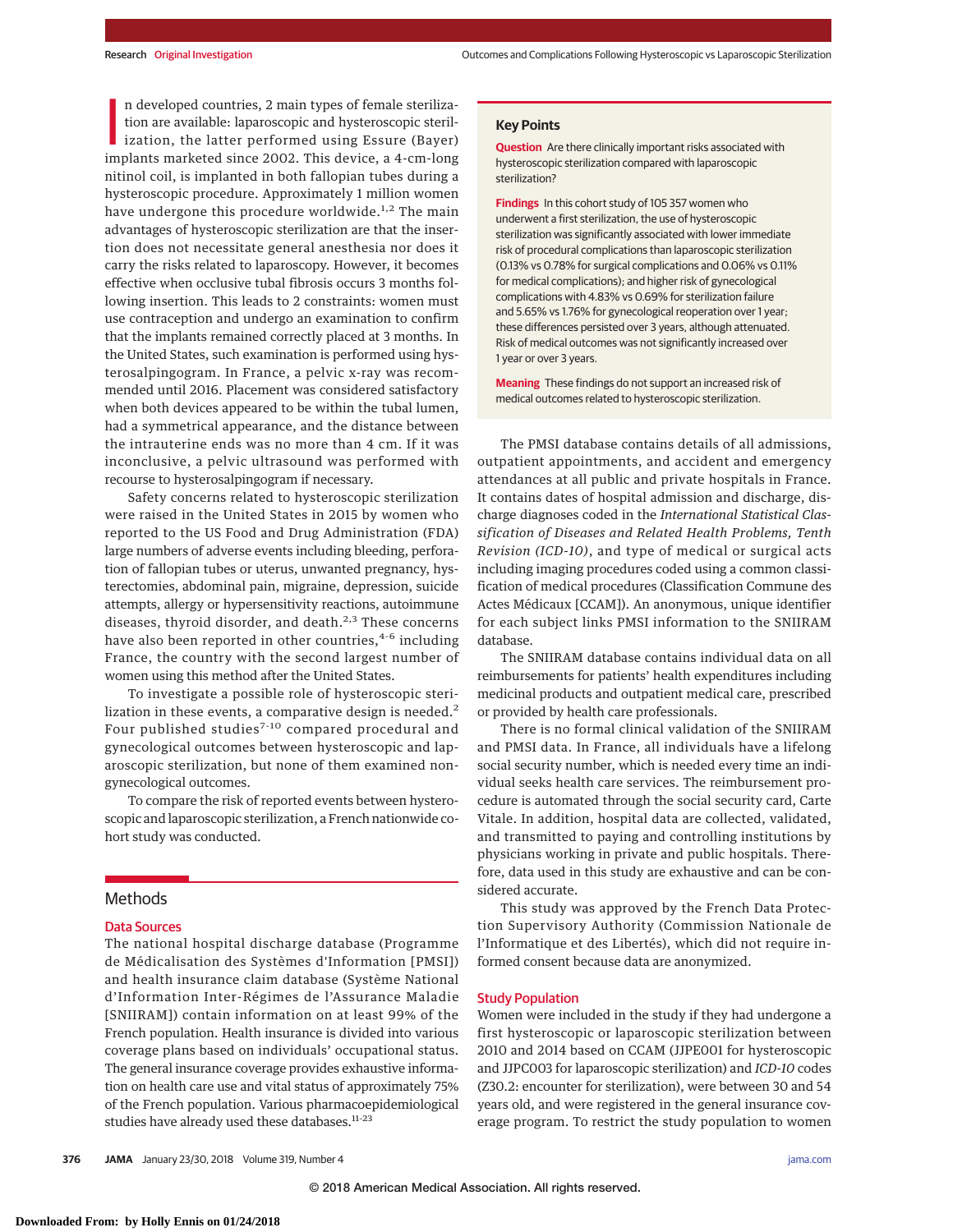In developed countries, 2 main types of female sterilization are available: laparoscopic and hysteroscopic sterilization, the latter performed using Essure (Bayer) implants marketed since 2002. This device, a 4-cm-long nitinol coil, is implanted in both fallopian tubes during a hysteroscopic procedure. Approximately 1 million women have undergone this procedure worldwide.[1,2] The main advantages of hysteroscopic sterilization are that the insertion does not necessitate general anesthesia nor does it carry the risks related to laparoscopy. However, it becomes effective when occlusive tubal fibrosis occurs 3 months following insertion. This leads to 2 constraints: women must use contraception and undergo an examination to confirm that the implants remained correctly placed at 3 months. In the United States, such examination is performed using hysterosalpingogram. In France, a pelvic x-ray was recommended until 2016. Placement was considered satisfactory when both devices appeared to be within the tubal lumen, had a symmetrical appearance, and the distance between the intrauterine ends was no more than 4 cm. If it was inconclusive, a pelvic ultrasound was performed with recourse to hysterosalpingogram if necessary.

Safety concerns related to hysteroscopic sterilization were raised in the United States in 2015 by women who reported to the US Food and Drug Administration (FDA) large numbers of adverse events including bleeding, perforation of fallopian tubes or uterus, unwanted pregnancy, hysterectomies, abdominal pain, migraine, depression, suicide attempts, allergy or hypersensitivity reactions, autoimmune diseases, thyroid disorder, and death.[2,3] These concerns have also been reported in other countries,[4-6] including France, the country with the second largest number of women using this method after the United States.

To investigate a possible role of hysteroscopic sterilization in these events, a comparative design is needed.[2] Four published studies[7-10] compared procedural and gynecological outcomes between hysteroscopic and laparoscopic sterilization, but none of them examined nongynecological outcomes.

To compare the risk of reported events between hysteroscopic and laparoscopic sterilization, a French nationwide cohort study was conducted.

> **Key Points**
>
> **Question** Are there clinically important risks associated with hysteroscopic sterilization compared with laparoscopic sterilization?
>
> **Findings** In this cohort study of 105 357 women who underwent a first sterilization, the use of hysteroscopic sterilization was significantly associated with lower immediate risk of procedural complications than laparoscopic sterilization (0.13% vs 0.78% for surgical complications and 0.06% vs 0.11% for medical complications); and higher risk of gynecological complications with 4.83% vs 0.69% for sterilization failure and 5.65% vs 1.76% for gynecological reoperation over 1 year; these differences persisted over 3 years, although attenuated. Risk of medical outcomes was not significantly increased over 1 year or over 3 years.
>
> **Meaning** These findings do not support an increased risk of medical outcomes related to hysteroscopic sterilization.

## Methods

### Data Sources

The national hospital discharge database (Programme de Médicalisation des Systèmes d'Information [PMSI]) and health insurance claim database (Système National d'Information Inter-Régimes de l'Assurance Maladie [SNIIRAM]) contain information on at least 99% of the French population. Health insurance is divided into various coverage plans based on individuals' occupational status. The general insurance coverage provides exhaustive information on health care use and vital status of approximately 75% of the French population. Various pharmacoepidemiological studies have already used these databases.[11-23]

The PMSI database contains details of all admissions, outpatient appointments, and accident and emergency attendances at all public and private hospitals in France. It contains dates of hospital admission and discharge, discharge diagnoses coded in the *International Statistical Classification of Diseases and Related Health Problems, Tenth Revision (ICD-10)*, and type of medical or surgical acts including imaging procedures coded using a common classification of medical procedures (Classification Commune des Actes Médicaux [CCAM]). An anonymous, unique identifier for each subject links PMSI information to the SNIIRAM database.

The SNIIRAM database contains individual data on all reimbursements for patients' health expenditures including medicinal products and outpatient medical care, prescribed or provided by health care professionals.

There is no formal clinical validation of the SNIIRAM and PMSI data. In France, all individuals have a lifelong social security number, which is needed every time an individual seeks health care services. The reimbursement procedure is automated through the social security card, Carte Vitale. In addition, hospital data are collected, validated, and transmitted to paying and controlling institutions by physicians working in private and public hospitals. Therefore, data used in this study are exhaustive and can be considered accurate.

This study was approved by the French Data Protection Supervisory Authority (Commission Nationale de l'Informatique et des Libertés), which did not require informed consent because data are anonymized.

### Study Population

Women were included in the study if they had undergone a first hysteroscopic or laparoscopic sterilization between 2010 and 2014 based on CCAM (JJPE001 for hysteroscopic and JJPC003 for laparoscopic sterilization) and *ICD-10* codes (Z30.2: encounter for sterilization), were between 30 and 54 years old, and were registered in the general insurance coverage program. To restrict the study population to women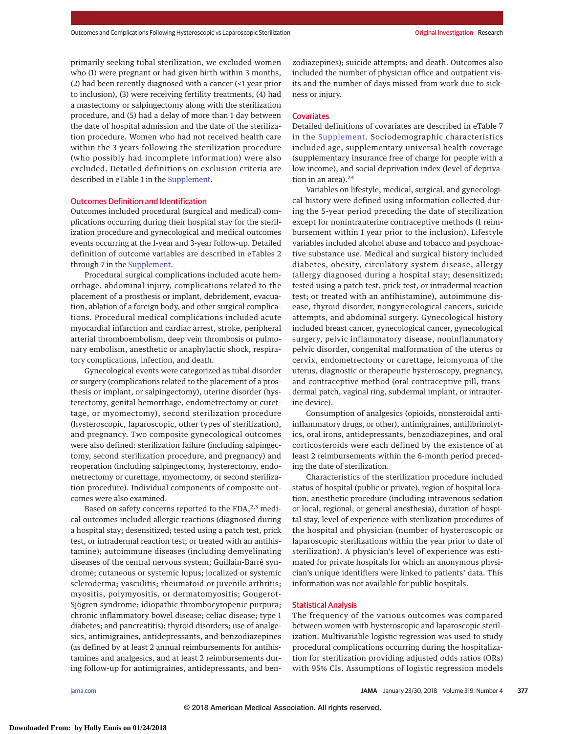primarily seeking tubal sterilization, we excluded women who (1) were pregnant or had given birth within 3 months, (2) had been recently diagnosed with a cancer (<1 year prior to inclusion), (3) were receiving fertility treatments, (4) had a mastectomy or salpingectomy along with the sterilization procedure, and (5) had a delay of more than 1 day between the date of hospital admission and the date of the sterilization procedure. Women who had not received health care within the 3 years following the sterilization procedure (who possibly had incomplete information) were also excluded. Detailed definitions on exclusion criteria are described in eTable 1 in the Supplement.

## Outcomes Definition and Identification

Outcomes included procedural (surgical and medical) complications occurring during their hospital stay for the sterilization procedure and gynecological and medical outcomes events occurring at the 1-year and 3-year follow-up. Detailed definition of outcome variables are described in eTables 2 through 7 in the Supplement.

Procedural surgical complications included acute hemorrhage, abdominal injury, complications related to the placement of a prosthesis or implant, debridement, evacuation, ablation of a foreign body, and other surgical complications. Procedural medical complications included acute myocardial infarction and cardiac arrest, stroke, peripheral arterial thromboembolism, deep vein thrombosis or pulmonary embolism, anesthetic or anaphylactic shock, respiratory complications, infection, and death.

Gynecological events were categorized as tubal disorder or surgery (complications related to the placement of a prosthesis or implant, or salpingectomy), uterine disorder (hysterectomy, genital hemorrhage, endometrectomy or curettage, or myomectomy), second sterilization procedure (hysteroscopic, laparoscopic, other types of sterilization), and pregnancy. Two composite gynecological outcomes were also defined: sterilization failure (including salpingectomy, second sterilization procedure, and pregnancy) and reoperation (including salpingectomy, hysterectomy, endometrectomy or curettage, myomectomy, or second sterilization procedure). Individual components of composite outcomes were also examined.

Based on safety concerns reported to the FDA,[2,3] medical outcomes included allergic reactions (diagnosed during a hospital stay; desensitized; tested using a patch test, prick test, or intradermal reaction test; or treated with an antihistamine); autoimmune diseases (including demyelinating diseases of the central nervous system; Guillain-Barré syndrome; cutaneous or systemic lupus; localized or systemic scleroderma; vasculitis; rheumatoid or juvenile arthritis; myositis, polymyositis, or dermatomyositis; Gougerot-Sjögren syndrome; idiopathic thrombocytopenic purpura; chronic inflammatory bowel disease; celiac disease; type 1 diabetes; and pancreatitis); thyroid disorders; use of analgesics, antimigraines, antidepressants, and benzodiazepines (as defined by at least 2 annual reimbursements for antihistamines and analgesics, and at least 2 reimbursements during follow-up for antimigraines, antidepressants, and benzodiazepines); suicide attempts; and death. Outcomes also included the number of physician office and outpatient visits and the number of days missed from work due to sickness or injury.

## Covariates

Detailed definitions of covariates are described in eTable 7 in the Supplement. Sociodemographic characteristics included age, supplementary universal health coverage (supplementary insurance free of charge for people with a low income), and social deprivation index (level of deprivation in an area).[24]

Variables on lifestyle, medical, surgical, and gynecological history were defined using information collected during the 5-year period preceding the date of sterilization except for nonintrauterine contraceptive methods (1 reimbursement within 1 year prior to the inclusion). Lifestyle variables included alcohol abuse and tobacco and psychoactive substance use. Medical and surgical history included diabetes, obesity, circulatory system disease, allergy (allergy diagnosed during a hospital stay; desensitized; tested using a patch test, prick test, or intradermal reaction test; or treated with an antihistamine), autoimmune disease, thyroid disorder, nongynecological cancers, suicide attempts, and abdominal surgery. Gynecological history included breast cancer, gynecological cancer, gynecological surgery, pelvic inflammatory disease, noninflammatory pelvic disorder, congenital malformation of the uterus or cervix, endometrectomy or curettage, leiomyoma of the uterus, diagnostic or therapeutic hysteroscopy, pregnancy, and contraceptive method (oral contraceptive pill, transdermal patch, vaginal ring, subdermal implant, or intrauterine device).

Consumption of analgesics (opioids, nonsteroidal anti-inflammatory drugs, or other), antimigraines, antifibrinolytics, oral irons, antidepressants, benzodiazepines, and oral corticosteroids were each defined by the existence of at least 2 reimbursements within the 6-month period preceding the date of sterilization.

Characteristics of the sterilization procedure included status of hospital (public or private), region of hospital location, anesthetic procedure (including intravenous sedation or local, regional, or general anesthesia), duration of hospital stay, level of experience with sterilization procedures of the hospital and physician (number of hysteroscopic or laparoscopic sterilizations within the year prior to date of sterilization). A physician's level of experience was estimated for private hospitals for which an anonymous physician's unique identifiers were linked to patients' data. This information was not available for public hospitals.

## Statistical Analysis

The frequency of the various outcomes was compared between women with hysteroscopic and laparoscopic sterilization. Multivariable logistic regression was used to study procedural complications occurring during the hospitalization for sterilization providing adjusted odds ratios (ORs) with 95% CIs. Assumptions of logistic regression models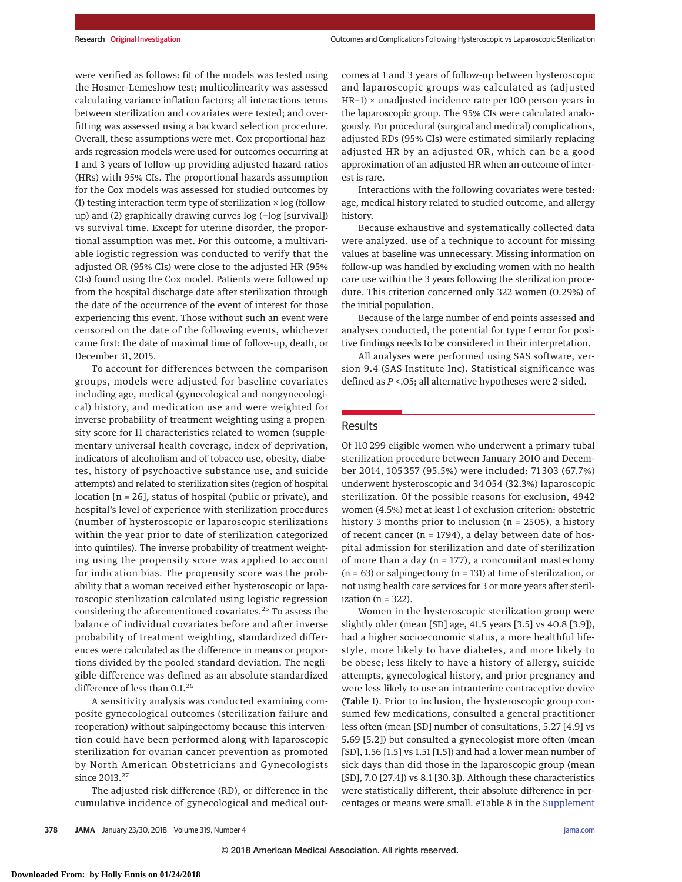were verified as follows: fit of the models was tested using the Hosmer-Lemeshow test; multicolinearity was assessed calculating variance inflation factors; all interactions terms between sterilization and covariates were tested; and overfitting was assessed using a backward selection procedure. Overall, these assumptions were met. Cox proportional hazards regression models were used for outcomes occurring at 1 and 3 years of follow-up providing adjusted hazard ratios (HRs) with 95% CIs. The proportional hazards assumption for the Cox models was assessed for studied outcomes by (1) testing interaction term type of sterilization × log (follow-up) and (2) graphically drawing curves log (−log [survival]) vs survival time. Except for uterine disorder, the proportional assumption was met. For this outcome, a multivariable logistic regression was conducted to verify that the adjusted OR (95% CIs) were close to the adjusted HR (95% CIs) found using the Cox model. Patients were followed up from the hospital discharge date after sterilization through the date of the occurrence of the event of interest for those experiencing this event. Those without such an event were censored on the date of the following events, whichever came first: the date of maximal time of follow-up, death, or December 31, 2015.

To account for differences between the comparison groups, models were adjusted for baseline covariates including age, medical (gynecological and nongynecological) history, and medication use and were weighted for inverse probability of treatment weighting using a propensity score for 11 characteristics related to women (supplementary universal health coverage, index of deprivation, indicators of alcoholism and of tobacco use, obesity, diabetes, history of psychoactive substance use, and suicide attempts) and related to sterilization sites (region of hospital location [n = 26], status of hospital (public or private), and hospital's level of experience with sterilization procedures (number of hysteroscopic or laparoscopic sterilizations within the year prior to date of sterilization categorized into quintiles). The inverse probability of treatment weighting using the propensity score was applied to account for indication bias. The propensity score was the probability that a woman received either hysteroscopic or laparoscopic sterilization calculated using logistic regression considering the aforementioned covariates.[25] To assess the balance of individual covariates before and after inverse probability of treatment weighting, standardized differences were calculated as the difference in means or proportions divided by the pooled standard deviation. The negligible difference was defined as an absolute standardized difference of less than 0.1.[26]

A sensitivity analysis was conducted examining composite gynecological outcomes (sterilization failure and reoperation) without salpingectomy because this intervention could have been performed along with laparoscopic sterilization for ovarian cancer prevention as promoted by North American Obstetricians and Gynecologists since 2013.[27]

The adjusted risk difference (RD), or difference in the cumulative incidence of gynecological and medical outcomes at 1 and 3 years of follow-up between hysteroscopic and laparoscopic groups was calculated as (adjusted HR−1) × unadjusted incidence rate per 100 person-years in the laparoscopic group. The 95% CIs were calculated analogously. For procedural (surgical and medical) complications, adjusted RDs (95% CIs) were estimated similarly replacing adjusted HR by an adjusted OR, which can be a good approximation of an adjusted HR when an outcome of interest is rare.

Interactions with the following covariates were tested: age, medical history related to studied outcome, and allergy history.

Because exhaustive and systematically collected data were analyzed, use of a technique to account for missing values at baseline was unnecessary. Missing information on follow-up was handled by excluding women with no health care use within the 3 years following the sterilization procedure. This criterion concerned only 322 women (0.29%) of the initial population.

Because of the large number of end points assessed and analyses conducted, the potential for type I error for positive findings needs to be considered in their interpretation.

All analyses were performed using SAS software, version 9.4 (SAS Institute Inc). Statistical significance was defined as $P < .05$; all alternative hypotheses were 2-sided.

## Results

Of 110 299 eligible women who underwent a primary tubal sterilization procedure between January 2010 and December 2014, 105 357 (95.5%) were included: 71 303 (67.7%) underwent hysteroscopic and 34 054 (32.3%) laparoscopic sterilization. Of the possible reasons for exclusion, 4942 women (4.5%) met at least 1 of exclusion criterion: obstetric history 3 months prior to inclusion (n = 2505), a history of recent cancer (n = 1794), a delay between date of hospital admission for sterilization and date of sterilization of more than a day (n = 177), a concomitant mastectomy (n = 63) or salpingectomy (n = 131) at time of sterilization, or not using health care services for 3 or more years after sterilization (n = 322).

Women in the hysteroscopic sterilization group were slightly older (mean [SD] age, 41.5 years [3.5] vs 40.8 [3.9]), had a higher socioeconomic status, a more healthful lifestyle, more likely to have diabetes, and more likely to be obese; less likely to have a history of allergy, suicide attempts, gynecological history, and prior pregnancy and were less likely to use an intrauterine contraceptive device (**Table 1**). Prior to inclusion, the hysteroscopic group consumed few medications, consulted a general practitioner less often (mean [SD] number of consultations, 5.27 [4.9] vs 5.69 [5.2]) but consulted a gynecologist more often (mean [SD], 1.56 [1.5] vs 1.51 [1.5]) and had a lower mean number of sick days than did those in the laparoscopic group (mean [SD], 7.0 [27.4]) vs 8.1 [30.3]). Although these characteristics were statistically different, their absolute difference in percentages or means were small. eTable 8 in the Supplement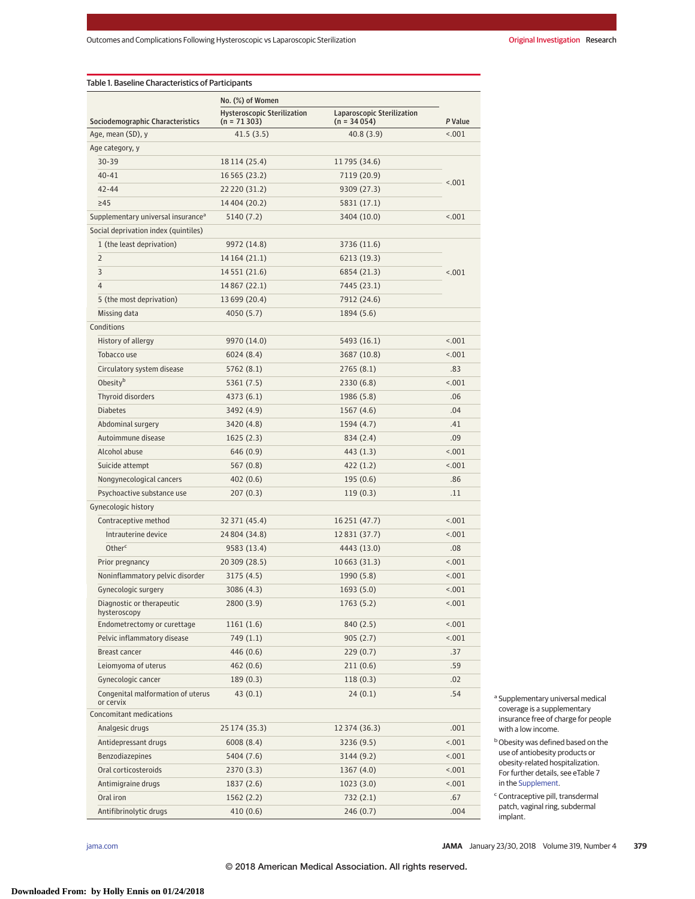Table 1. Baseline Characteristics of Participants

| Sociodemographic Characteristics | No. (%) of Women: Hysteroscopic Sterilization (n = 71 303) | No. (%) of Women: Laparoscopic Sterilization (n = 34 054) | *P* Value |
|---|---|---|---|
| Age, mean (SD), y | 41.5 (3.5) | 40.8 (3.9) | <.001 |
| Age category, y | | | |
| 30-39 | 18 114 (25.4) | 11 795 (34.6) | <.001 |
| 40-41 | 16 565 (23.2) | 7119 (20.9) | |
| 42-44 | 22 220 (31.2) | 9309 (27.3) | |
| ≥45 | 14 404 (20.2) | 5831 (17.1) | |
| Supplementary universal insurance[a] | 5140 (7.2) | 3404 (10.0) | <.001 |
| Social deprivation index (quintiles) | | | |
| 1 (the least deprivation) | 9972 (14.8) | 3736 (11.6) | <.001 |
| 2 | 14 164 (21.1) | 6213 (19.3) | |
| 3 | 14 551 (21.6) | 6854 (21.3) | |
| 4 | 14 867 (22.1) | 7445 (23.1) | |
| 5 (the most deprivation) | 13 699 (20.4) | 7912 (24.6) | |
| Missing data | 4050 (5.7) | 1894 (5.6) | |
| Conditions | | | |
| History of allergy | 9970 (14.0) | 5493 (16.1) | <.001 |
| Tobacco use | 6024 (8.4) | 3687 (10.8) | <.001 |
| Circulatory system disease | 5762 (8.1) | 2765 (8.1) | .83 |
| Obesity[b] | 5361 (7.5) | 2330 (6.8) | <.001 |
| Thyroid disorders | 4373 (6.1) | 1986 (5.8) | .06 |
| Diabetes | 3492 (4.9) | 1567 (4.6) | .04 |
| Abdominal surgery | 3420 (4.8) | 1594 (4.7) | .41 |
| Autoimmune disease | 1625 (2.3) | 834 (2.4) | .09 |
| Alcohol abuse | 646 (0.9) | 443 (1.3) | <.001 |
| Suicide attempt | 567 (0.8) | 422 (1.2) | <.001 |
| Nongynecological cancers | 402 (0.6) | 195 (0.6) | .86 |
| Psychoactive substance use | 207 (0.3) | 119 (0.3) | .11 |
| Gynecologic history | | | |
| Contraceptive method | 32 371 (45.4) | 16 251 (47.7) | <.001 |
| Intrauterine device | 24 804 (34.8) | 12 831 (37.7) | <.001 |
| Other[c] | 9583 (13.4) | 4443 (13.0) | .08 |
| Prior pregnancy | 20 309 (28.5) | 10 663 (31.3) | <.001 |
| Noninflammatory pelvic disorder | 3175 (4.5) | 1990 (5.8) | <.001 |
| Gynecologic surgery | 3086 (4.3) | 1693 (5.0) | <.001 |
| Diagnostic or therapeutic hysteroscopy | 2800 (3.9) | 1763 (5.2) | <.001 |
| Endometrectomy or curettage | 1161 (1.6) | 840 (2.5) | <.001 |
| Pelvic inflammatory disease | 749 (1.1) | 905 (2.7) | <.001 |
| Breast cancer | 446 (0.6) | 229 (0.7) | .37 |
| Leiomyoma of uterus | 462 (0.6) | 211 (0.6) | .59 |
| Gynecologic cancer | 189 (0.3) | 118 (0.3) | .02 |
| Congenital malformation of uterus or cervix | 43 (0.1) | 24 (0.1) | .54 |
| Concomitant medications | | | |
| Analgesic drugs | 25 174 (35.3) | 12 374 (36.3) | .001 |
| Antidepressant drugs | 6008 (8.4) | 3236 (9.5) | <.001 |
| Benzodiazepines | 5404 (7.6) | 3144 (9.2) | <.001 |
| Oral corticosteroids | 2370 (3.3) | 1367 (4.0) | <.001 |
| Antimigraine drugs | 1837 (2.6) | 1023 (3.0) | <.001 |
| Oral iron | 1562 (2.2) | 732 (2.1) | .67 |
| Antifibrinolytic drugs | 410 (0.6) | 246 (0.7) | .004 |

[a] Supplementary universal medical coverage is a supplementary insurance free of charge for people with a low income.

[b] Obesity was defined based on the use of antiobesity products or obesity-related hospitalization. For further details, see eTable 7 in the Supplement.

[c] Contraceptive pill, transdermal patch, vaginal ring, subdermal implant.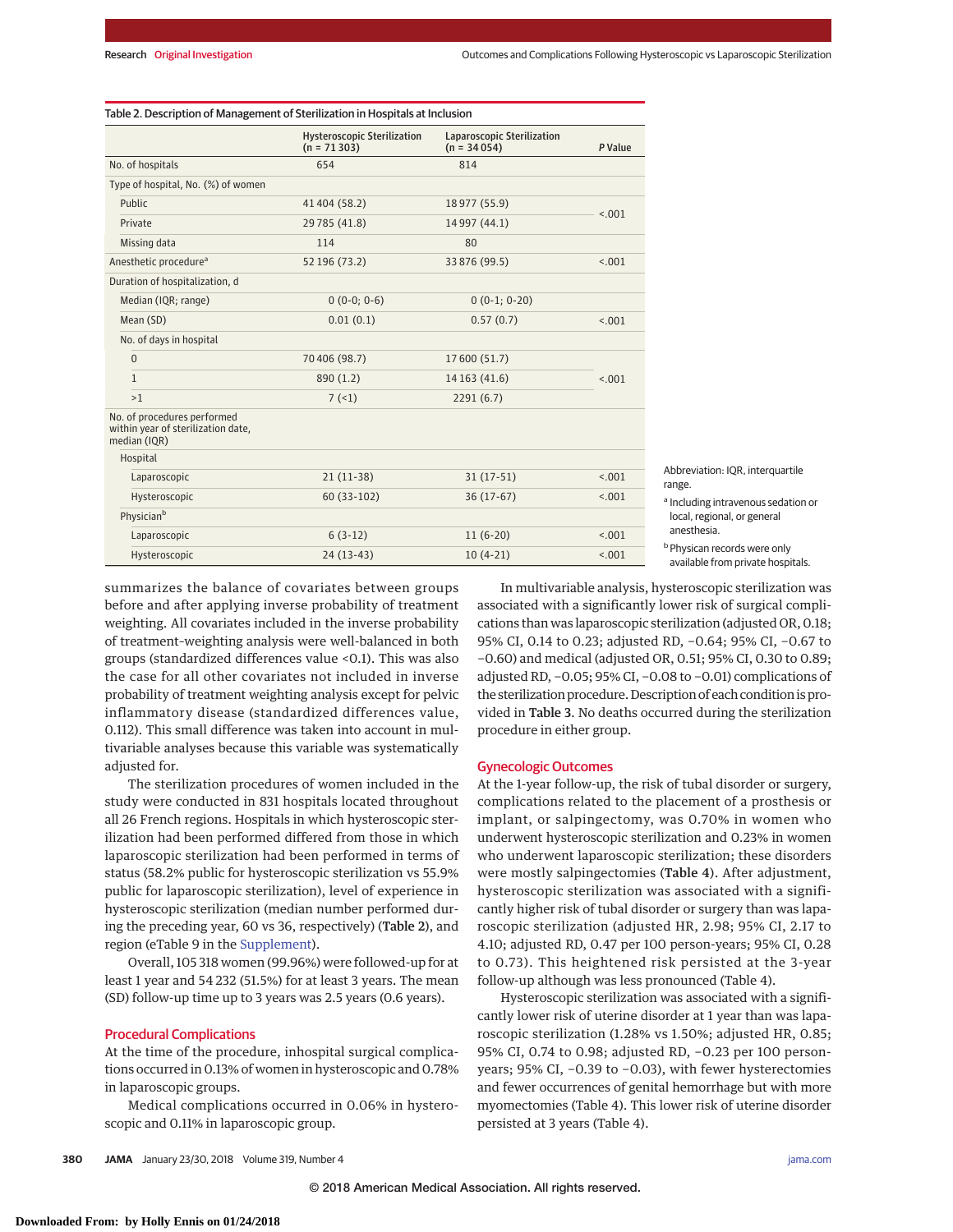Table 2. Description of Management of Sterilization in Hospitals at Inclusion

| | Hysteroscopic Sterilization (n = 71 303) | Laparoscopic Sterilization (n = 34 054) | *P* Value |
|---|---|---|---|
| No. of hospitals | 654 | 814 | |
| Type of hospital, No. (%) of women | | | |
| Public | 41 404 (58.2) | 18 977 (55.9) | <.001 |
| Private | 29 785 (41.8) | 14 997 (44.1) | |
| Missing data | 114 | 80 | |
| Anesthetic procedure[a] | 52 196 (73.2) | 33 876 (99.5) | <.001 |
| Duration of hospitalization, d | | | |
| Median (IQR; range) | 0 (0-0; 0-6) | 0 (0-1; 0-20) | |
| Mean (SD) | 0.01 (0.1) | 0.57 (0.7) | <.001 |
| No. of days in hospital | | | |
| 0 | 70 406 (98.7) | 17 600 (51.7) | <.001 |
| 1 | 890 (1.2) | 14 163 (41.6) | |
| >1 | 7 (<1) | 2291 (6.7) | |
| No. of procedures performed within year of sterilization date, median (IQR) | | | |
| Hospital | | | |
| Laparoscopic | 21 (11-38) | 31 (17-51) | <.001 |
| Hysteroscopic | 60 (33-102) | 36 (17-67) | <.001 |
| Physician[b] | | | |
| Laparoscopic | 6 (3-12) | 11 (6-20) | <.001 |
| Hysteroscopic | 24 (13-43) | 10 (4-21) | <.001 |

Abbreviation: IQR, interquartile range.

[a] Including intravenous sedation or local, regional, or general anesthesia.

[b] Physican records were only available from private hospitals.

summarizes the balance of covariates between groups before and after applying inverse probability of treatment weighting. All covariates included in the inverse probability of treatment-weighting analysis were well-balanced in both groups (standardized differences value <0.1). This was also the case for all other covariates not included in inverse probability of treatment weighting analysis except for pelvic inflammatory disease (standardized differences value, 0.112). This small difference was taken into account in multivariable analyses because this variable was systematically adjusted for.

The sterilization procedures of women included in the study were conducted in 831 hospitals located throughout all 26 French regions. Hospitals in which hysteroscopic sterilization had been performed differed from those in which laparoscopic sterilization had been performed in terms of status (58.2% public for hysteroscopic sterilization vs 55.9% public for laparoscopic sterilization), level of experience in hysteroscopic sterilization (median number performed during the preceding year, 60 vs 36, respectively) (**Table 2**), and region (eTable 9 in the Supplement).

Overall, 105 318 women (99.96%) were followed-up for at least 1 year and 54 232 (51.5%) for at least 3 years. The mean (SD) follow-up time up to 3 years was 2.5 years (0.6 years).

## Procedural Complications

At the time of the procedure, inhospital surgical complications occurred in 0.13% of women in hysteroscopic and 0.78% in laparoscopic groups.

Medical complications occurred in 0.06% in hysteroscopic and 0.11% in laparoscopic group.

In multivariable analysis, hysteroscopic sterilization was associated with a significantly lower risk of surgical complications than was laparoscopic sterilization (adjusted OR, 0.18; 95% CI, 0.14 to 0.23; adjusted RD, −0.64; 95% CI, −0.67 to −0.60) and medical (adjusted OR, 0.51; 95% CI, 0.30 to 0.89; adjusted RD, −0.05; 95% CI, −0.08 to −0.01) complications of the sterilization procedure. Description of each condition is provided in **Table 3**. No deaths occurred during the sterilization procedure in either group.

## Gynecologic Outcomes

At the 1-year follow-up, the risk of tubal disorder or surgery, complications related to the placement of a prosthesis or implant, or salpingectomy, was 0.70% in women who underwent hysteroscopic sterilization and 0.23% in women who underwent laparoscopic sterilization; these disorders were mostly salpingectomies (**Table 4**). After adjustment, hysteroscopic sterilization was associated with a significantly higher risk of tubal disorder or surgery than was laparoscopic sterilization (adjusted HR, 2.98; 95% CI, 2.17 to 4.10; adjusted RD, 0.47 per 100 person-years; 95% CI, 0.28 to 0.73). This heightened risk persisted at the 3-year follow-up although was less pronounced (Table 4).

Hysteroscopic sterilization was associated with a significantly lower risk of uterine disorder at 1 year than was laparoscopic sterilization (1.28% vs 1.50%; adjusted HR, 0.85; 95% CI, 0.74 to 0.98; adjusted RD, −0.23 per 100 person-years; 95% CI, −0.39 to −0.03), with fewer hysterectomies and fewer occurrences of genital hemorrhage but with more myomectomies (Table 4). This lower risk of uterine disorder persisted at 3 years (Table 4).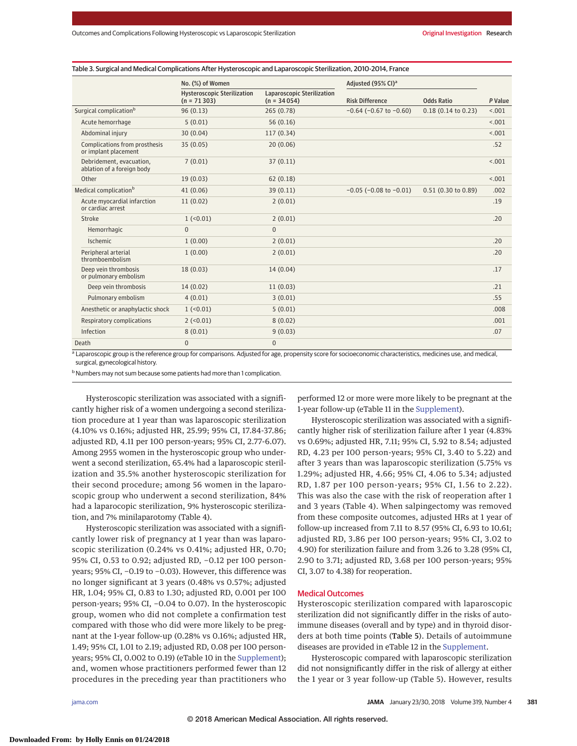Table 3. Surgical and Medical Complications After Hysteroscopic and Laparoscopic Sterilization, 2010-2014, France

| | No. (%) of Women | | Adjusted (95% CI)[a] | | |
|---|---|---|---|---|---|
| | Hysteroscopic Sterilization (n = 71 303) | Laparoscopic Sterilization (n = 34 054) | Risk Difference | Odds Ratio | P Value |
| Surgical complication[b] | 96 (0.13) | 265 (0.78) | −0.64 (−0.67 to −0.60) | 0.18 (0.14 to 0.23) | <.001 |
| Acute hemorrhage | 5 (0.01) | 56 (0.16) | | | <.001 |
| Abdominal injury | 30 (0.04) | 117 (0.34) | | | <.001 |
| Complications from prosthesis or implant placement | 35 (0.05) | 20 (0.06) | | | .52 |
| Debridement, evacuation, ablation of a foreign body | 7 (0.01) | 37 (0.11) | | | <.001 |
| Other | 19 (0.03) | 62 (0.18) | | | <.001 |
| Medical complication[b] | 41 (0.06) | 39 (0.11) | −0.05 (−0.08 to −0.01) | 0.51 (0.30 to 0.89) | .002 |
| Acute myocardial infarction or cardiac arrest | 11 (0.02) | 2 (0.01) | | | .19 |
| Stroke | 1 (<0.01) | 2 (0.01) | | | .20 |
| Hemorrhagic | 0 | 0 | | | |
| Ischemic | 1 (0.00) | 2 (0.01) | | | .20 |
| Peripheral arterial thromboembolism | 1 (0.00) | 2 (0.01) | | | .20 |
| Deep vein thrombosis or pulmonary embolism | 18 (0.03) | 14 (0.04) | | | .17 |
| Deep vein thrombosis | 14 (0.02) | 11 (0.03) | | | .21 |
| Pulmonary embolism | 4 (0.01) | 3 (0.01) | | | .55 |
| Anesthetic or anaphylactic shock | 1 (<0.01) | 5 (0.01) | | | .008 |
| Respiratory complications | 2 (<0.01) | 8 (0.02) | | | .001 |
| Infection | 8 (0.01) | 9 (0.03) | | | .07 |
| Death | 0 | 0 | | | |

[a] Laparoscopic group is the reference group for comparisons. Adjusted for age, propensity score for socioeconomic characteristics, medicines use, and medical, surgical, gynecological history.

[b] Numbers may not sum because some patients had more than 1 complication.

Hysteroscopic sterilization was associated with a significantly higher risk of a women undergoing a second sterilization procedure at 1 year than was laparoscopic sterilization (4.10% vs 0.16%; adjusted HR, 25.99; 95% CI, 17.84-37.86; adjusted RD, 4.11 per 100 person-years; 95% CI, 2.77-6.07). Among 2955 women in the hysteroscopic group who underwent a second sterilization, 65.4% had a laparoscopic sterilization and 35.5% another hysteroscopic sterilization for their second procedure; among 56 women in the laparoscopic group who underwent a second sterilization, 84% had a laparocopic sterilization, 9% hysteroscopic sterilization, and 7% minilaparotomy (Table 4).

Hysteroscopic sterilization was associated with a significantly lower risk of pregnancy at 1 year than was laparoscopic sterilization (0.24% vs 0.41%; adjusted HR, 0.70; 95% CI, 0.53 to 0.92; adjusted RD, −0.12 per 100 person-years; 95% CI, −0.19 to −0.03). However, this difference was no longer significant at 3 years (0.48% vs 0.57%; adjusted HR, 1.04; 95% CI, 0.83 to 1.30; adjusted RD, 0.001 per 100 person-years; 95% CI, −0.04 to 0.07). In the hysteroscopic group, women who did not complete a confirmation test compared with those who did were more likely to be pregnant at the 1-year follow-up (0.28% vs 0.16%; adjusted HR, 1.49; 95% CI, 1.01 to 2.19; adjusted RD, 0.08 per 100 person-years; 95% CI, 0.002 to 0.19) (eTable 10 in the Supplement); and, women whose practitioners performed fewer than 12 procedures in the preceding year than practitioners who performed 12 or more were more likely to be pregnant at the 1-year follow-up (eTable 11 in the Supplement).

Hysteroscopic sterilization was associated with a significantly higher risk of sterilization failure after 1 year (4.83% vs 0.69%; adjusted HR, 7.11; 95% CI, 5.92 to 8.54; adjusted RD, 4.23 per 100 person-years; 95% CI, 3.40 to 5.22) and after 3 years than was laparoscopic sterilization (5.75% vs 1.29%; adjusted HR, 4.66; 95% CI, 4.06 to 5.34; adjusted RD, 1.87 per 100 person-years; 95% CI, 1.56 to 2.22). This was also the case with the risk of reoperation after 1 and 3 years (Table 4). When salpingectomy was removed from these composite outcomes, adjusted HRs at 1 year of follow-up increased from 7.11 to 8.57 (95% CI, 6.93 to 10.61; adjusted RD, 3.86 per 100 person-years; 95% CI, 3.02 to 4.90) for sterilization failure and from 3.26 to 3.28 (95% CI, 2.90 to 3.71; adjusted RD, 3.68 per 100 person-years; 95% CI, 3.07 to 4.38) for reoperation.

## Medical Outcomes

Hysteroscopic sterilization compared with laparoscopic sterilization did not significantly differ in the risks of autoimmune diseases (overall and by type) and in thyroid disorders at both time points (Table 5). Details of autoimmune diseases are provided in eTable 12 in the Supplement.

Hysteroscopic compared with laparoscopic sterilization did not nonsignificantly differ in the risk of allergy at either the 1 year or 3 year follow-up (Table 5). However, results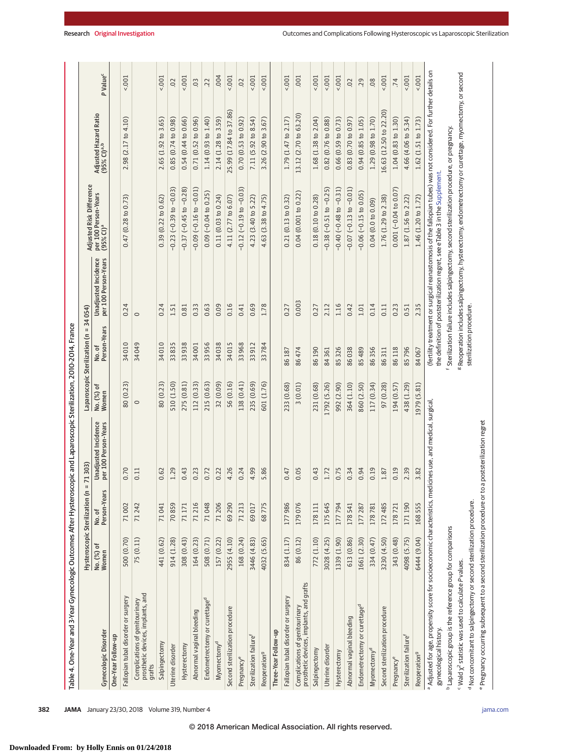Table 4. One-Year and 3-Year Gynecologic Outcomes After Hysteroscopic and Laparoscopic Sterilization, 2010-2014, France

| Gynecologic Disorder | Hysteroscopic Sterilization (n = 71 303) | | | Laparoscopic Sterilization (n = 34 054) | | | Adjusted Risk Difference per 100 Person-Years (95% CI)[a] | Adjusted Hazard Ratio (95% CI)[a,b] | P Value[c] |
|---|---|---|---|---|---|---|---|---|---|
| | No. (%) of Women | No. of Person-Years | Unadjusted Incidence per 100 Person-Years | No. (%) of Women | No. of Person-Years | Unadjusted Incidence per 100 Person-Years | | | |
| **One-Year Follow-up** | | | | | | | | | |
| Fallopian tubal disorder or surgery | 500 (0.70) | 71 002 | 0.70 | 80 (0.23) | 34 010 | 0.24 | 0.47 (0.28 to 0.73) | 2.98 (2.17 to 4.10) | <.001 |
| Complications of genitourinary prosthetic devices, implants, and grafts | 75 (0.11) | 71 242 | 0.11 | 0 | 34 049 | 0 | | | |
| Salpingectomy | 441 (0.62) | 71 041 | 0.62 | 80 (0.23) | 34 010 | 0.24 | 0.39 (0.22 to 0.62) | 2.65 (1.92 to 3.65) | <.001 |
| Uterine disorder | 914 (1.28) | 70 859 | 1.29 | 510 (1.50) | 33 835 | 1.51 | −0.23 (−0.39 to −0.03) | 0.85 (0.74 to 0.98) | .02 |
| Hysterectomy | 308 (0.43) | 71 171 | 0.43 | 275 (0.81) | 33 938 | 0.81 | −0.37 (−0.45 to −0.28) | 0.54 (0.44 to 0.66) | <.001 |
| Abnormal vaginal bleeding | 164 (0.23) | 71 216 | 0.23 | 112 (0.33) | 34 001 | 0.33 | −0.09 (−0.16 to −0.01) | 0.71 (0.52 to 0.96) | .03 |
| Endometrectomy or curettage[d] | 508 (0.71) | 71 048 | 0.72 | 215 (0.63) | 33 956 | 0.63 | 0.09 (−0.04 to 0.25) | 1.14 (0.93 to 1.40) | .22 |
| Myomectomy[d] | 157 (0.22) | 71 206 | 0.22 | 32 (0.09) | 34 038 | 0.09 | 0.11 (0.03 to 0.24) | 2.14 (1.28 to 3.59) | .004 |
| Second sterilization procedure | 2955 (4.10) | 69 290 | 4.26 | 56 (0.16) | 34 015 | 0.16 | 4.11 (2.77 to 6.07) | 25.99 (17.84 to 37.86) | <.001 |
| Pregnancy[e] | 168 (0.24) | 71 213 | 0.24 | 138 (0.41) | 33 968 | 0.41 | −0.12 (−0.19 to −0.03) | 0.70 (0.53 to 0.92) | .02 |
| Sterilization failure[f] | 3446 (4.83) | 69 017 | 4.99 | 235 (0.69) | 33 912 | 0.69 | 4.23 (3.40 to 5.22) | 7.11 (5.92 to 8.54) | <.001 |
| Reoperation[g] | 4032 (5.65) | 68 775 | 5.86 | 601 (1.76) | 33 784 | 1.78 | 4.63 (3.38 to 4.75) | 3.26 (2.90 to 3.67) | <.001 |
| **Three-Year Follow-up** | | | | | | | | | |
| Fallopian tubal disorder or surgery | 834 (1.17) | 177 986 | 0.47 | 233 (0.68) | 86 187 | 0.27 | 0.21 (0.13 to 0.32) | 1.79 (1.47 to 2.17) | <.001 |
| Complications of genitourinary prosthetic devices, implants, and grafts | 86 (0.12) | 179 076 | 0.05 | 3 (0.01) | 86 474 | 0.003 | 0.04 (0.001 to 0.22) | 13.12 (2.70 to 63.20) | .001 |
| Salpingectomy | 772 (1.10) | 178 111 | 0.43 | 231 (0.68) | 86 190 | 0.27 | 0.18 (0.10 to 0.28) | 1.68 (1.38 to 2.04) | <.001 |
| Uterine disorder | 3028 (4.25) | 175 645 | 1.72 | 1792 (5.26) | 84 361 | 2.12 | −0.38 (−0.51 to −0.25) | 0.82 (0.76 to 0.88) | <.001 |
| Hysterectomy | 1339 (1.90) | 177 794 | 0.75 | 992 (2.90) | 85 326 | 1.16 | −0.40 (−0.48 to −0.31) | 0.66 (0.59 to 0.73) | <.001 |
| Abnormal vaginal bleeding | 613 (0.86) | 178 541 | 0.34 | 364 (1.10) | 86 038 | 0.42 | −0.07 (−0.13 to −0.01) | 0.83 (0.70 to 0.97) | .02 |
| Endometrectomy or curettage[d] | 1661 (2.30) | 177 287 | 0.94 | 860 (2.50) | 85 489 | 1.01 | −0.06 (−0.15 to 0.05) | 0.94 (0.85 to 1.05) | .29 |
| Myomectomy[d] | 334 (0.47) | 178 781 | 0.19 | 117 (0.34) | 86 356 | 0.14 | 0.04 (0.0 to 0.09) | 1.29 (0.98 to 1.70) | .08 |
| Second sterilization procedure | 3230 (4.50) | 172 485 | 1.87 | 97 (0.28) | 86 311 | 0.11 | 1.76 (1.29 to 2.38) | 16.63 (12.50 to 22.20) | <.001 |
| Pregnancy[e] | 343 (0.48) | 178 721 | 0.19 | 194 (0.57) | 86 118 | 0.23 | 0.001 (−0.04 to 0.07) | 1.04 (0.83 to 1.30) | .74 |
| Sterilization failure[f] | 4098 (5.75) | 171 190 | 2.39 | 438 (1.29) | 85 796 | 0.51 | 1.87 (1.56 to 2.22) | 4.66 (4.06 to 5.34) | <.001 |
| Reoperation[g] | 6444 (9.04) | 168 555 | 3.82 | 1979 (5.81) | 84 067 | 2.35 | 1.46 (1.20 to 1.72) | 1.62 (1.51 to 1.73) | <.001 |

[a] Adjusted for age, propensity score for socioeconomic characteristics, medicines use, and medical, surgical, gynecological history.

[b] Laparoscopic group is the reference group for comparisons

[c] Wald $\chi^2$ statistic was used to calculate P values.

[d] Not concomitant to salpingectomy or second sterilization procedure.

[e] Pregnancy occurring subsequent to a second sterilization procedure or to a poststerilization regret (fertility treatment or surgical reanastomosis of the fallopian tubes) was not considered. For further details on the definition of poststerilization regret, see eTable 3 in the Supplement.

[f] Sterilization failure includes salpingectomy, second sterilization procedure, or pregnancy.

[g] Reoperation includes salpingectomy, hysterectomy, endometrectomy or curettage, myomectomy, or second sterilization procedure.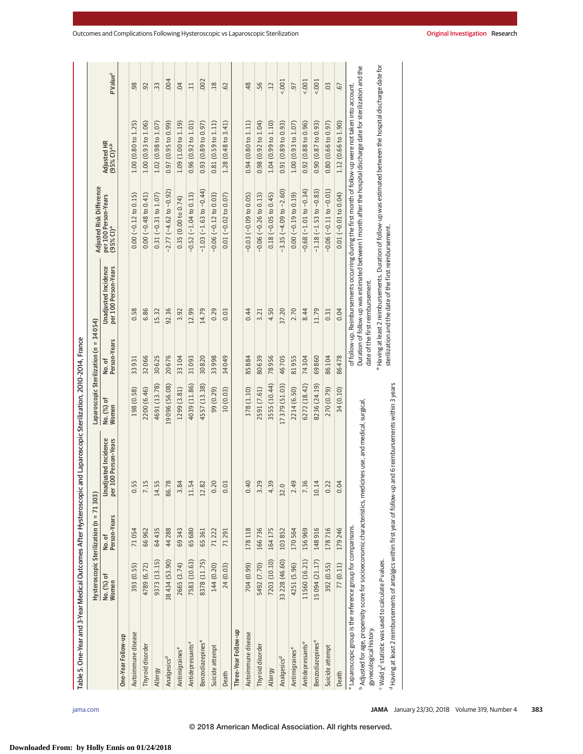Table 5. One-Year and 3-Year Medical Outcomes After Hysteroscopic and Laparoscopic Sterilization, 2010-2014, France

| | Hysteroscopic Sterilization (n = 71 303) | | | Laparoscopic Sterilization (n = 34 054) | | | | | |
|---|---|---|---|---|---|---|---|---|---|
| | No. (%) of Women | No. of Person-Years | Unadjusted Incidence per 100 Person-Years | No. (%) of Women | No. of Person-Years | Unadjusted Incidence per 100 Person-Years | Adjusted Risk Difference per 100 Person-Years (95% CI)[a] | Adjusted HR (95% CI)[a,b] | P Value[c] |
| **One-Year Follow-up** | | | | | | | | | |
| Autoimmune disease | 393 (0.55) | 71 054 | 0.55 | 198 (0.58) | 33 931 | 0.58 | 0.00 (−0.12 to 0.15) | 1.00 (0.80 to 1.25) | .98 |
| Thyroid disorder | 4789 (6.72) | 66 962 | 7.15 | 2200 (6.46) | 32 066 | 6.86 | 0.00 (−0.48 to 0.41) | 1.00 (0.93 to 1.06) | .92 |
| Allergy | 9373 (13.15) | 64 435 | 14.55 | 4691 (13.78) | 30 625 | 15.32 | 0.31 (−0.31 to 1.07) | 1.02 (0.98 to 1.07) | .33 |
| Analgesics[d] | 38 434 (53.90) | 44 288 | 86.78 | 19 096 (56.08) | 20 676 | 92.36 | −2.77 (−4.62 to −0.92) | 0.97 (0.95 to 0.99) | .004 |
| Antimigraines[e] | 2665 (3.74) | 69 343 | 3.84 | 1299 (3.81) | 33 104 | 3.92 | 0.35 (0.00 to 0.74) | 1.09 (1.00 to 1.19) | .04 |
| Antidepressants[e] | 7583 (10.63) | 65 680 | 11.54 | 4039 (11.86) | 31 093 | 12.99 | −0.52 (−1.04 to 0.13) | 0.96 (0.92 to 1.01) | .11 |
| Benzodiazepines[e] | 8378 (11.75) | 65 361 | 12.82 | 4557 (13.38) | 30 820 | 14.79 | −1.03 (−1.63 to −0.44) | 0.93 (0.89 to 0.97) | .002 |
| Suicide attempt | 144 (0.20) | 71 222 | 0.20 | 99 (0.29) | 33 998 | 0.29 | −0.06 (−0.12 to 0.03) | 0.81 (0.59 to 1.11) | .18 |
| Death | 24 (0.03) | 71 291 | 0.03 | 10 (0.03) | 34 049 | 0.03 | 0.01 (−0.02 to 0.07) | 1.28 (0.48 to 3.41) | .62 |
| **Three-Year Follow-up** | | | | | | | | | |
| Autoimmune disease | 704 (0.99) | 178 118 | 0.40 | 378 (1.10) | 85 884 | 0.44 | −0.03 (−0.09 to 0.05) | 0.94 (0.80 to 1.11) | .48 |
| Thyroid disorder | 5492 (7.70) | 166 736 | 3.29 | 2591 (7.61) | 80 639 | 3.21 | −0.06 (−0.26 to 0.13) | 0.98 (0.92 to 1.04) | .56 |
| Allergy | 7203 (10.10) | 164 175 | 4.39 | 3555 (10.44) | 78 956 | 4.50 | 0.18 (−0.05 to 0.45) | 1.04 (0.99 to 1.10) | .12 |
| Analgesics[d] | 33 228 (46.60) | 103 852 | 32.0 | 17 379 (51.03) | 46 705 | 37.20 | −3.35 (−4.09 to −2.60) | 0.91 (0.89 to 0.93) | <.001 |
| Antimigraines[e] | 4251 (5.96) | 170 564 | 2.49 | 2214 (6.50) | 81 955 | 2.70 | 0.00 (−0.19 to 0.19) | 1.00 (0.93 to 1.07) | .97 |
| Antidepressants[e] | 11 560 (16.21) | 156 969 | 7.36 | 6272 (18.42) | 74 304 | 8.44 | −0.68 (−1.01 to −0.34) | 0.92 (0.88 to 0.96) | <.001 |
| Benzodiazepines[e] | 15 094 (21.17) | 148 916 | 10.14 | 8236 (24.19) | 69 860 | 11.79 | −1.18 (−1.53 to −0.83) | 0.90 (0.87 to 0.93) | <.001 |
| Suicide attempt | 392 (0.55) | 178 716 | 0.22 | 270 (0.79) | 86 104 | 0.31 | −0.06 (−0.11 to −0.01) | 0.80 (0.66 to 0.97) | .03 |
| Death | 77 (0.11) | 179 246 | 0.04 | 34 (0.10) | 86 478 | 0.04 | 0.01 (−0.01 to 0.04) | 1.12 (0.66 to 1.90) | .67 |

[a] Laparoscopic group is the reference group for comparisons.

[b] Adjusted for age, propensity score for socioeconomic characteristics, medicines use, and medical, surgical, gynecological history.

[c] Wald $\chi^2$ statistic was used to calculate P values.

[d] Having at least 2 reimbursements of antalgics within first year of follow-up and 6 reimbursements within 3 years of follow-up. Reimbursements occurring during the first month of follow-up were not taken into account. Duration of follow-up was estimated between 1 month after the hospital discharge date for sterilization and the date of the first reimbursement.

[e] Having at least 2 reimbursements. Duration of follow-up was estimated between the hospital discharge date for sterilization and the date of the first reimbursement.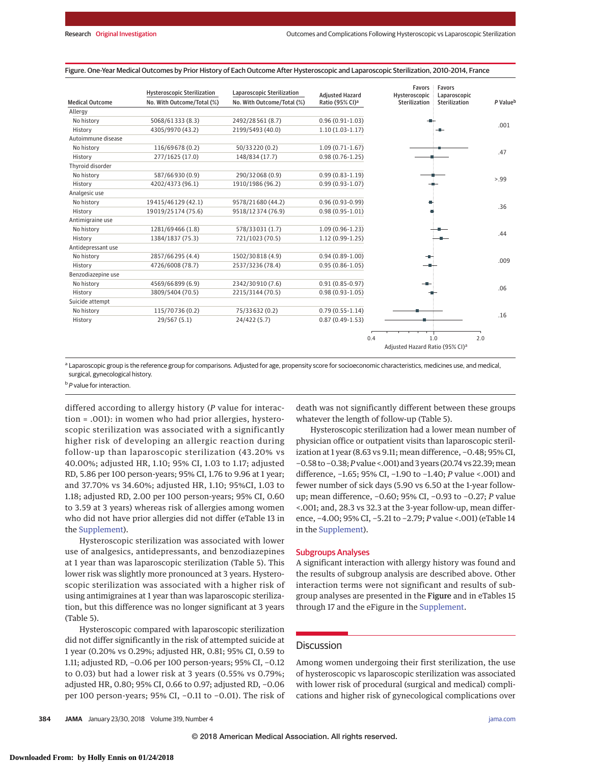Figure. One-Year Medical Outcomes by Prior History of Each Outcome After Hysteroscopic and Laparoscopic Sterilization, 2010-2014, France

| Medical Outcome | Hysteroscopic Sterilization No. With Outcome/Total (%) | Laparoscopic Sterilization No. With Outcome/Total (%) | Adjusted Hazard Ratio (95% CI)[a] | P Value[b] |
|---|---|---|---|---|
| Allergy | | | | |
| No history | 5068/61 333 (8.3) | 2492/28 561 (8.7) | 0.96 (0.91-1.03) | .001 |
| History | 4305/9970 (43.2) | 2199/5493 (40.0) | 1.10 (1.03-1.17) | |
| Autoimmune disease | | | | |
| No history | 116/69 678 (0.2) | 50/33 220 (0.2) | 1.09 (0.71-1.67) | .47 |
| History | 277/1625 (17.0) | 148/834 (17.7) | 0.98 (0.76-1.25) | |
| Thyroid disorder | | | | |
| No history | 587/66 930 (0.9) | 290/32 068 (0.9) | 0.99 (0.83-1.19) | >.99 |
| History | 4202/4373 (96.1) | 1910/1986 (96.2) | 0.99 (0.93-1.07) | |
| Analgesic use | | | | |
| No history | 19 415/46 129 (42.1) | 9578/21 680 (44.2) | 0.96 (0.93-0.99) | .36 |
| History | 19 019/25 174 (75.6) | 9518/12 374 (76.9) | 0.98 (0.95-1.01) | |
| Antimigraine use | | | | |
| No history | 1281/69 466 (1.8) | 578/33 031 (1.7) | 1.09 (0.96-1.23) | .44 |
| History | 1384/1837 (75.3) | 721/1023 (70.5) | 1.12 (0.99-1.25) | |
| Antidepressant use | | | | |
| No history | 2857/66 295 (4.4) | 1502/30 818 (4.9) | 0.94 (0.89-1.00) | .009 |
| History | 4726/6008 (78.7) | 2537/3236 (78.4) | 0.95 (0.86-1.05) | |
| Benzodiazepine use | | | | |
| No history | 4569/66 899 (6.9) | 2342/30 910 (7.6) | 0.91 (0.85-0.97) | .06 |
| History | 3809/5404 (70.5) | 2215/3144 (70.5) | 0.98 (0.93-1.05) | |
| Suicide attempt | | | | |
| No history | 115/70 736 (0.2) | 75/33 632 (0.2) | 0.79 (0.55-1.14) | .16 |
| History | 29/567 (5.1) | 24/422 (5.7) | 0.87 (0.49-1.53) | |

Forest plot axis: Adjusted Hazard Ratio (95% CI)[a], 0.4 to 2.0; left of 1.0: Favors Hysteroscopic Sterilization; right of 1.0: Favors Laparoscopic Sterilization.

[a] Laparoscopic group is the reference group for comparisons. Adjusted for age, propensity score for socioeconomic characteristics, medicines use, and medical, surgical, gynecological history.

[b] *P* value for interaction.

differed according to allergy history (*P* value for interaction = .001): in women who had prior allergies, hysteroscopic sterilization was associated with a significantly higher risk of developing an allergic reaction during follow-up than laparoscopic sterilization (43.20% vs 40.00%; adjusted HR, 1.10; 95% CI, 1.03 to 1.17; adjusted RD, 5.86 per 100 person-years; 95% CI, 1.76 to 9.96 at 1 year; and 37.70% vs 34.60%; adjusted HR, 1.10; 95%CI, 1.03 to 1.18; adjusted RD, 2.00 per 100 person-years; 95% CI, 0.60 to 3.59 at 3 years) whereas risk of allergies among women who did not have prior allergies did not differ (eTable 13 in the Supplement).

Hysteroscopic sterilization was associated with lower use of analgesics, antidepressants, and benzodiazepines at 1 year than was laparoscopic sterilization (Table 5). This lower risk was slightly more pronounced at 3 years. Hysteroscopic sterilization was associated with a higher risk of using antimigraines at 1 year than was laparoscopic sterilization, but this difference was no longer significant at 3 years (Table 5).

Hysteroscopic compared with laparoscopic sterilization did not differ significantly in the risk of attempted suicide at 1 year (0.20% vs 0.29%; adjusted HR, 0.81; 95% CI, 0.59 to 1.11; adjusted RD, −0.06 per 100 person-years; 95% CI, −0.12 to 0.03) but had a lower risk at 3 years (0.55% vs 0.79%; adjusted HR, 0.80; 95% CI, 0.66 to 0.97; adjusted RD, −0.06 per 100 person-years; 95% CI, −0.11 to −0.01). The risk of death was not significantly different between these groups whatever the length of follow-up (Table 5).

Hysteroscopic sterilization had a lower mean number of physician office or outpatient visits than laparoscopic sterilization at 1 year (8.63 vs 9.11; mean difference, −0.48; 95% CI, −0.58 to −0.38; *P* value <.001) and 3 years (20.74 vs 22.39; mean difference, −1.65; 95% CI, −1.90 to −1.40; *P* value <.001) and fewer number of sick days (5.90 vs 6.50 at the 1-year follow-up; mean difference, −0.60; 95% CI, −0.93 to −0.27; *P* value <.001; and, 28.3 vs 32.3 at the 3-year follow-up, mean difference, −4.00; 95% CI, −5.21 to −2.79; *P* value <.001) (eTable 14 in the Supplement).

## Subgroups Analyses

A significant interaction with allergy history was found and the results of subgroup analysis are described above. Other interaction terms were not significant and results of subgroup analyses are presented in the **Figure** and in eTables 15 through 17 and the eFigure in the Supplement.

## Discussion

Among women undergoing their first sterilization, the use of hysteroscopic vs laparoscopic sterilization was associated with lower risk of procedural (surgical and medical) complications and higher risk of gynecological complications over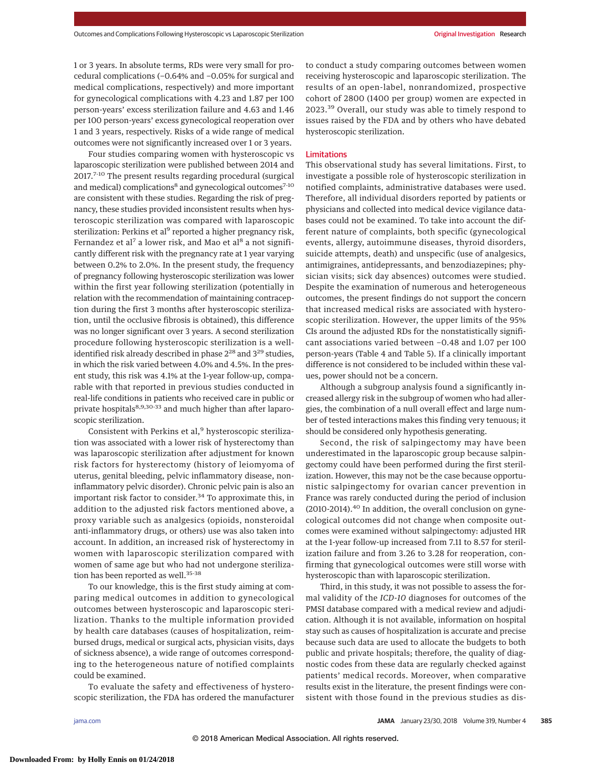1 or 3 years. In absolute terms, RDs were very small for procedural complications (−0.64% and −0.05% for surgical and medical complications, respectively) and more important for gynecological complications with 4.23 and 1.87 per 100 person-years' excess sterilization failure and 4.63 and 1.46 per 100 person-years' excess gynecological reoperation over 1 and 3 years, respectively. Risks of a wide range of medical outcomes were not significantly increased over 1 or 3 years.

Four studies comparing women with hysteroscopic vs laparoscopic sterilization were published between 2014 and 2017.[7-10] The present results regarding procedural (surgical and medical) complications[8] and gynecological outcomes[7-10] are consistent with these studies. Regarding the risk of pregnancy, these studies provided inconsistent results when hysteroscopic sterilization was compared with laparoscopic sterilization: Perkins et al[9] reported a higher pregnancy risk, Fernandez et al[7] a lower risk, and Mao et al[8] a not significantly different risk with the pregnancy rate at 1 year varying between 0.2% to 2.0%. In the present study, the frequency of pregnancy following hysteroscopic sterilization was lower within the first year following sterilization (potentially in relation with the recommendation of maintaining contraception during the first 3 months after hysteroscopic sterilization, until the occlusive fibrosis is obtained), this difference was no longer significant over 3 years. A second sterilization procedure following hysteroscopic sterilization is a well-identified risk already described in phase 2[28] and 3[29] studies, in which the risk varied between 4.0% and 4.5%. In the present study, this risk was 4.1% at the 1-year follow-up, comparable with that reported in previous studies conducted in real-life conditions in patients who received care in public or private hospitals[8,9,30-33] and much higher than after laparoscopic sterilization.

Consistent with Perkins et al,[9] hysteroscopic sterilization was associated with a lower risk of hysterectomy than was laparoscopic sterilization after adjustment for known risk factors for hysterectomy (history of leiomyoma of uterus, genital bleeding, pelvic inflammatory disease, noninflammatory pelvic disorder). Chronic pelvic pain is also an important risk factor to consider.[34] To approximate this, in addition to the adjusted risk factors mentioned above, a proxy variable such as analgesics (opioids, nonsteroidal anti-inflammatory drugs, or others) use was also taken into account. In addition, an increased risk of hysterectomy in women with laparoscopic sterilization compared with women of same age but who had not undergone sterilization has been reported as well.[35-38]

To our knowledge, this is the first study aiming at comparing medical outcomes in addition to gynecological outcomes between hysteroscopic and laparoscopic sterilization. Thanks to the multiple information provided by health care databases (causes of hospitalization, reimbursed drugs, medical or surgical acts, physician visits, days of sickness absence), a wide range of outcomes corresponding to the heterogeneous nature of notified complaints could be examined.

To evaluate the safety and effectiveness of hysteroscopic sterilization, the FDA has ordered the manufacturer to conduct a study comparing outcomes between women receiving hysteroscopic and laparoscopic sterilization. The results of an open-label, nonrandomized, prospective cohort of 2800 (1400 per group) women are expected in 2023.[39] Overall, our study was able to timely respond to issues raised by the FDA and by others who have debated hysteroscopic sterilization.

## Limitations

This observational study has several limitations. First, to investigate a possible role of hysteroscopic sterilization in notified complaints, administrative databases were used. Therefore, all individual disorders reported by patients or physicians and collected into medical device vigilance databases could not be examined. To take into account the different nature of complaints, both specific (gynecological events, allergy, autoimmune diseases, thyroid disorders, suicide attempts, death) and unspecific (use of analgesics, antimigraines, antidepressants, and benzodiazepines; physician visits; sick day absences) outcomes were studied. Despite the examination of numerous and heterogeneous outcomes, the present findings do not support the concern that increased medical risks are associated with hysteroscopic sterilization. However, the upper limits of the 95% CIs around the adjusted RDs for the nonstatistically significant associations varied between −0.48 and 1.07 per 100 person-years (Table 4 and Table 5). If a clinically important difference is not considered to be included within these values, power should not be a concern.

Although a subgroup analysis found a significantly increased allergy risk in the subgroup of women who had allergies, the combination of a null overall effect and large number of tested interactions makes this finding very tenuous; it should be considered only hypothesis generating.

Second, the risk of salpingectomy may have been underestimated in the laparoscopic group because salpingectomy could have been performed during the first sterilization. However, this may not be the case because opportunistic salpingectomy for ovarian cancer prevention in France was rarely conducted during the period of inclusion (2010-2014).[40] In addition, the overall conclusion on gynecological outcomes did not change when composite outcomes were examined without salpingectomy: adjusted HR at the 1-year follow-up increased from 7.11 to 8.57 for sterilization failure and from 3.26 to 3.28 for reoperation, confirming that gynecological outcomes were still worse with hysteroscopic than with laparoscopic sterilization.

Third, in this study, it was not possible to assess the formal validity of the *ICD-10* diagnoses for outcomes of the PMSI database compared with a medical review and adjudication. Although it is not available, information on hospital stay such as causes of hospitalization is accurate and precise because such data are used to allocate the budgets to both public and private hospitals; therefore, the quality of diagnostic codes from these data are regularly checked against patients' medical records. Moreover, when comparative results exist in the literature, the present findings were consistent with those found in the previous studies as dis-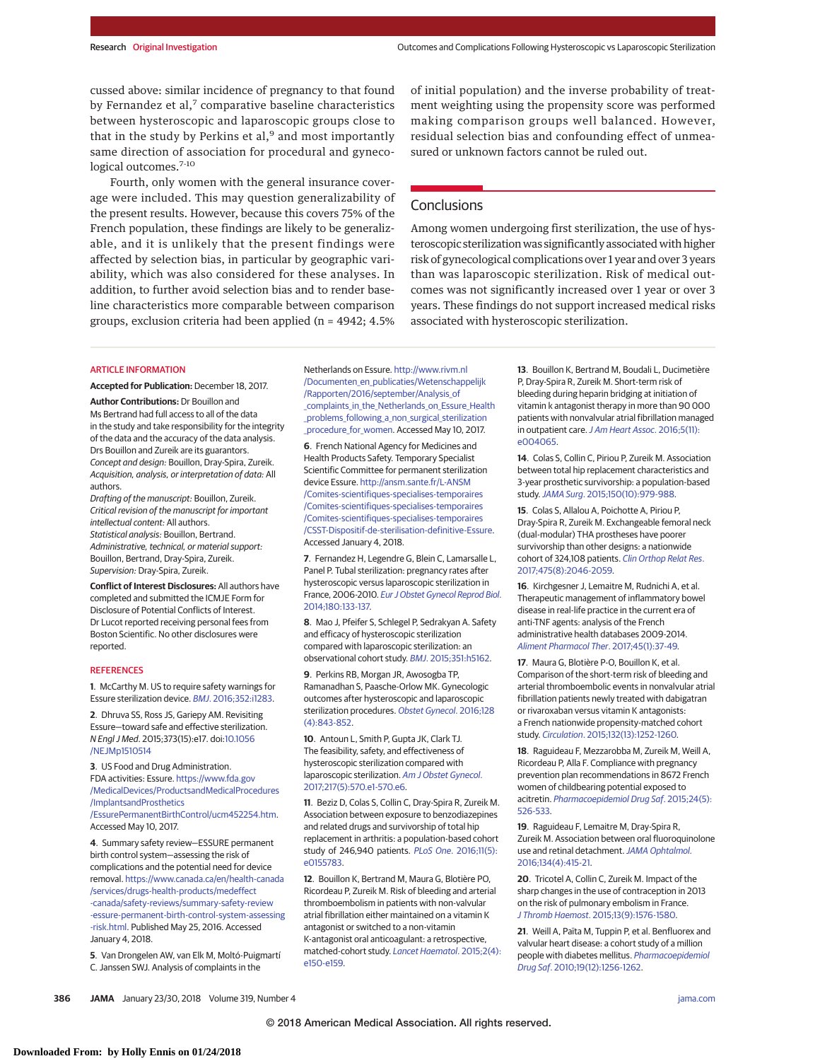cussed above: similar incidence of pregnancy to that found by Fernandez et al,[7] comparative baseline characteristics between hysteroscopic and laparoscopic groups close to that in the study by Perkins et al,[9] and most importantly same direction of association for procedural and gynecological outcomes.[7-10]

Fourth, only women with the general insurance coverage were included. This may question generalizability of the present results. However, because this covers 75% of the French population, these findings are likely to be generalizable, and it is unlikely that the present findings were affected by selection bias, in particular by geographic variability, which was also considered for these analyses. In addition, to further avoid selection bias and to render baseline characteristics more comparable between comparison groups, exclusion criteria had been applied (n = 4942; 4.5% of initial population) and the inverse probability of treatment weighting using the propensity score was performed making comparison groups well balanced. However, residual selection bias and confounding effect of unmeasured or unknown factors cannot be ruled out.

## Conclusions

Among women undergoing first sterilization, the use of hysteroscopic sterilization was significantly associated with higher risk of gynecological complications over 1 year and over 3 years than was laparoscopic sterilization. Risk of medical outcomes was not significantly increased over 1 year or over 3 years. These findings do not support increased medical risks associated with hysteroscopic sterilization.

### ARTICLE INFORMATION

**Accepted for Publication:** December 18, 2017.

**Author Contributions:** Dr Bouillon and Ms Bertrand had full access to all of the data in the study and take responsibility for the integrity of the data and the accuracy of the data analysis. Drs Bouillon and Zureik are its guarantors.
*Concept and design:* Bouillon, Dray-Spira, Zureik.
*Acquisition, analysis, or interpretation of data:* All authors.
*Drafting of the manuscript:* Bouillon, Zureik.
*Critical revision of the manuscript for important intellectual content:* All authors.
*Statistical analysis:* Bouillon, Bertrand.
*Administrative, technical, or material support:* Bouillon, Bertrand, Dray-Spira, Zureik.
*Supervision:* Dray-Spira, Zureik.

**Conflict of Interest Disclosures:** All authors have completed and submitted the ICMJE Form for Disclosure of Potential Conflicts of Interest. Dr Lucot reported receiving personal fees from Boston Scientific. No other disclosures were reported.

### REFERENCES

1. McCarthy M. US to require safety warnings for Essure sterilization device. *BMJ*. 2016;352:i1283.

2. Dhruva SS, Ross JS, Gariepy AM. Revisiting Essure—toward safe and effective sterilization. *N Engl J Med*. 2015;373(15):e17. doi:10.1056/NEJMp1510514

3. US Food and Drug Administration. FDA activities: Essure. https://www.fda.gov/MedicalDevices/ProductsandMedicalProcedures/ImplantsandProsthetics/EssurePermanentBirthControl/ucm452254.htm. Accessed May 10, 2017.

4. Summary safety review—ESSURE permanent birth control system—assessing the risk of complications and the potential need for device removal. https://www.canada.ca/en/health-canada/services/drugs-health-products/medeffect-canada/safety-reviews/summary-safety-review-essure-permanent-birth-control-system-assessing-risk.html. Published May 25, 2016. Accessed January 4, 2018.

5. Van Drongelen AW, van Elk M, Moltó-Puigmartí C. Janssen SWJ. Analysis of complaints in the Netherlands on Essure. http://www.rivm.nl/Documenten_en_publicaties/Wetenschappelijk/Rapporten/2016/september/Analysis_of_complaints_in_the_Netherlands_on_Essure_Health_problems_following_a_non_surgical_sterilization_procedure_for_women. Accessed May 10, 2017.

6. French National Agency for Medicines and Health Products Safety. Temporary Specialist Scientific Committee for permanent sterilization device Essure. http://ansm.sante.fr/L-ANSM/Comites-scientifiques-specialises-temporaires/Comites-scientifiques-specialises-temporaires/Comites-scientifiques-specialises-temporaires/CSST-Dispositif-de-sterilisation-definitive-Essure. Accessed January 4, 2018.

7. Fernandez H, Legendre G, Blein C, Lamarsalle L, Panel P. Tubal sterilization: pregnancy rates after hysteroscopic versus laparoscopic sterilization in France, 2006-2010. *Eur J Obstet Gynecol Reprod Biol*. 2014;180:133-137.

8. Mao J, Pfeifer S, Schlegel P, Sedrakyan A. Safety and efficacy of hysteroscopic sterilization compared with laparoscopic sterilization: an observational cohort study. *BMJ*. 2015;351:h5162.

9. Perkins RB, Morgan JR, Awosogba TP, Ramanadhan S, Paasche-Orlow MK. Gynecologic outcomes after hysteroscopic and laparoscopic sterilization procedures. *Obstet Gynecol*. 2016;128(4):843-852.

10. Antoun L, Smith P, Gupta JK, Clark TJ. The feasibility, safety, and effectiveness of hysteroscopic sterilization compared with laparoscopic sterilization. *Am J Obstet Gynecol*. 2017;217(5):570.e1-570.e6.

11. Beziz D, Colas S, Collin C, Dray-Spira R, Zureik M. Association between exposure to benzodiazepines and related drugs and survivorship of total hip replacement in arthritis: a population-based cohort study of 246,940 patients. *PLoS One*. 2016;11(5):e0155783.

12. Bouillon K, Bertrand M, Maura G, Blotière PO, Ricordeau P, Zureik M. Risk of bleeding and arterial thromboembolism in patients with non-valvular atrial fibrillation either maintained on a vitamin K antagonist or switched to a non-vitamin K-antagonist oral anticoagulant: a retrospective, matched-cohort study. *Lancet Haematol*. 2015;2(4):e150-e159.

13. Bouillon K, Bertrand M, Boudali L, Ducimetière P, Dray-Spira R, Zureik M. Short-term risk of bleeding during heparin bridging at initiation of vitamin k antagonist therapy in more than 90 000 patients with nonvalvular atrial fibrillation managed in outpatient care. *J Am Heart Assoc*. 2016;5(11):e004065.

14. Colas S, Collin C, Piriou P, Zureik M. Association between total hip replacement characteristics and 3-year prosthetic survivorship: a population-based study. *JAMA Surg*. 2015;150(10):979-988.

15. Colas S, Allalou A, Poichotte A, Piriou P, Dray-Spira R, Zureik M. Exchangeable femoral neck (dual-modular) THA prostheses have poorer survivorship than other designs: a nationwide cohort of 324,108 patients. *Clin Orthop Relat Res*. 2017;475(8):2046-2059.

16. Kirchgesner J, Lemaitre M, Rudnichi A, et al. Therapeutic management of inflammatory bowel disease in real-life practice in the current era of anti-TNF agents: analysis of the French administrative health databases 2009-2014. *Aliment Pharmacol Ther*. 2017;45(1):37-49.

17. Maura G, Blotière P-O, Bouillon K, et al. Comparison of the short-term risk of bleeding and arterial thromboembolic events in nonvalvular atrial fibrillation patients newly treated with dabigatran or rivaroxaban versus vitamin K antagonists: a French nationwide propensity-matched cohort study. *Circulation*. 2015;132(13):1252-1260.

18. Raguideau F, Mezzarobba M, Zureik M, Weill A, Ricordeau P, Alla F. Compliance with pregnancy prevention plan recommendations in 8672 French women of childbearing potential exposed to acitretin. *Pharmacoepidemiol Drug Saf*. 2015;24(5):526-533.

19. Raguideau F, Lemaitre M, Dray-Spira R, Zureik M. Association between oral fluoroquinolone use and retinal detachment. *JAMA Ophtalmol*. 2016;134(4):415-21.

20. Tricotel A, Collin C, Zureik M. Impact of the sharp changes in the use of contraception in 2013 on the risk of pulmonary embolism in France. *J Thromb Haemost*. 2015;13(9):1576-1580.

21. Weill A, Païta M, Tuppin P, et al. Benfluorex and valvular heart disease: a cohort study of a million people with diabetes mellitus. *Pharmacoepidemiol Drug Saf*. 2010;19(12):1256-1262.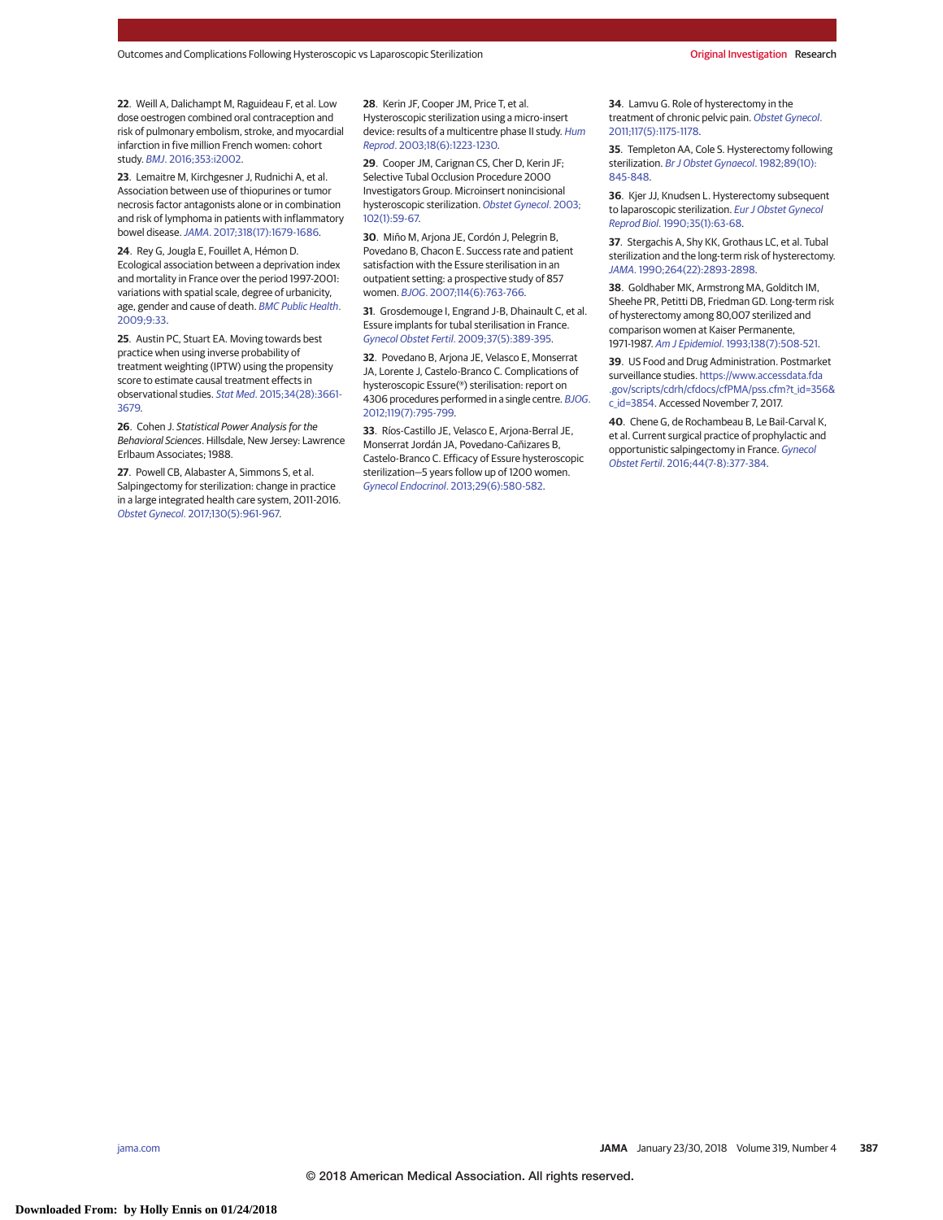22. Weill A, Dalichampt M, Raguideau F, et al. Low dose oestrogen combined oral contraception and risk of pulmonary embolism, stroke, and myocardial infarction in five million French women: cohort study. *BMJ*. 2016;353:i2002.

23. Lemaitre M, Kirchgesner J, Rudnichi A, et al. Association between use of thiopurines or tumor necrosis factor antagonists alone or in combination and risk of lymphoma in patients with inflammatory bowel disease. *JAMA*. 2017;318(17):1679-1686.

24. Rey G, Jougla E, Fouillet A, Hémon D. Ecological association between a deprivation index and mortality in France over the period 1997-2001: variations with spatial scale, degree of urbanicity, age, gender and cause of death. *BMC Public Health*. 2009;9:33.

25. Austin PC, Stuart EA. Moving towards best practice when using inverse probability of treatment weighting (IPTW) using the propensity score to estimate causal treatment effects in observational studies. *Stat Med*. 2015;34(28):3661-3679.

26. Cohen J. *Statistical Power Analysis for the Behavioral Sciences*. Hillsdale, New Jersey: Lawrence Erlbaum Associates; 1988.

27. Powell CB, Alabaster A, Simmons S, et al. Salpingectomy for sterilization: change in practice in a large integrated health care system, 2011-2016. *Obstet Gynecol*. 2017;130(5):961-967.

28. Kerin JF, Cooper JM, Price T, et al. Hysteroscopic sterilization using a micro-insert device: results of a multicentre phase II study. *Hum Reprod*. 2003;18(6):1223-1230.

29. Cooper JM, Carignan CS, Cher D, Kerin JF; Selective Tubal Occlusion Procedure 2000 Investigators Group. Microinsert nonincisional hysteroscopic sterilization. *Obstet Gynecol*. 2003; 102(1):59-67.

30. Miño M, Arjona JE, Cordón J, Pelegrin B, Povedano B, Chacon E. Success rate and patient satisfaction with the Essure sterilisation in an outpatient setting: a prospective study of 857 women. *BJOG*. 2007;114(6):763-766.

31. Grosdemouge I, Engrand J-B, Dhainault C, et al. Essure implants for tubal sterilisation in France. *Gynecol Obstet Fertil*. 2009;37(5):389-395.

32. Povedano B, Arjona JE, Velasco E, Monserrat JA, Lorente J, Castelo-Branco C. Complications of hysteroscopic Essure(®) sterilisation: report on 4306 procedures performed in a single centre. *BJOG*. 2012;119(7):795-799.

33. Ríos-Castillo JE, Velasco E, Arjona-Berral JE, Monserrat Jordán JA, Povedano-Cañizares B, Castelo-Branco C. Efficacy of Essure hysteroscopic sterilization—5 years follow up of 1200 women. *Gynecol Endocrinol*. 2013;29(6):580-582.

34. Lamvu G. Role of hysterectomy in the treatment of chronic pelvic pain. *Obstet Gynecol*. 2011;117(5):1175-1178.

35. Templeton AA, Cole S. Hysterectomy following sterilization. *Br J Obstet Gynaecol*. 1982;89(10): 845-848.

36. Kjer JJ, Knudsen L. Hysterectomy subsequent to laparoscopic sterilization. *Eur J Obstet Gynecol Reprod Biol*. 1990;35(1):63-68.

37. Stergachis A, Shy KK, Grothaus LC, et al. Tubal sterilization and the long-term risk of hysterectomy. *JAMA*. 1990;264(22):2893-2898.

38. Goldhaber MK, Armstrong MA, Golditch IM, Sheehe PR, Petitti DB, Friedman GD. Long-term risk of hysterectomy among 80,007 sterilized and comparison women at Kaiser Permanente, 1971-1987. *Am J Epidemiol*. 1993;138(7):508-521.

39. US Food and Drug Administration. Postmarket surveillance studies. https://www.accessdata.fda.gov/scripts/cdrh/cfdocs/cfPMA/pss.cfm?t_id=356&c_id=3854. Accessed November 7, 2017.

40. Chene G, de Rochambeau B, Le Bail-Carval K, et al. Current surgical practice of prophylactic and opportunistic salpingectomy in France. *Gynecol Obstet Fertil*. 2016;44(7-8):377-384.